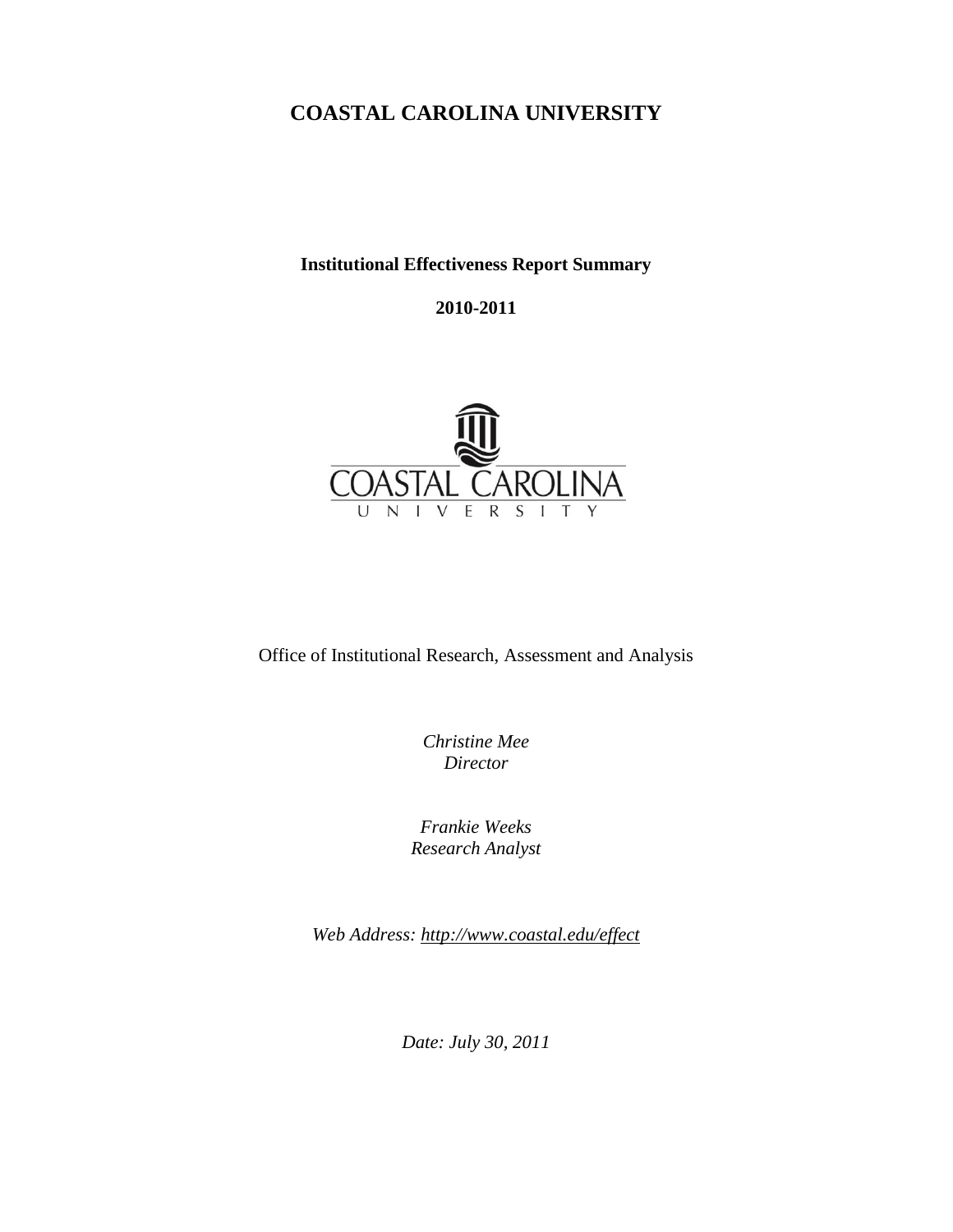# COASTAL CAROLINA UNIVERSITY

**Institutional Effectiveness Report Summary**

**2010-2011**

Office of Institutional Research, Assessment and Analysis

*Christine Mee*
*Director*

*Frankie Weeks*
*Research Analyst*

*Web Address: http://www.coastal.edu/effect*

*Date: July 30, 2011*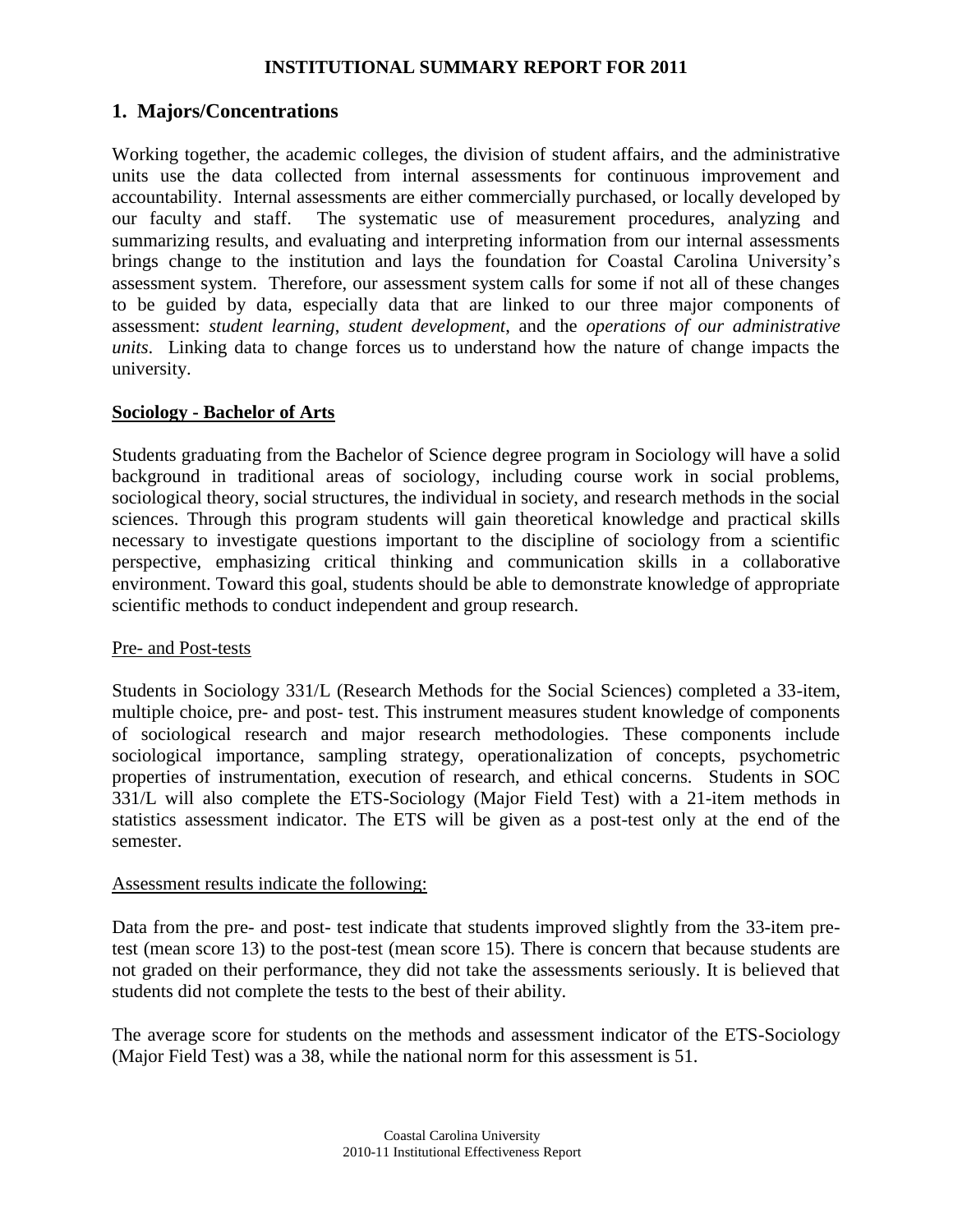**INSTITUTIONAL SUMMARY REPORT FOR 2011**

## 1. Majors/Concentrations

Working together, the academic colleges, the division of student affairs, and the administrative units use the data collected from internal assessments for continuous improvement and accountability. Internal assessments are either commercially purchased, or locally developed by our faculty and staff. The systematic use of measurement procedures, analyzing and summarizing results, and evaluating and interpreting information from our internal assessments brings change to the institution and lays the foundation for Coastal Carolina University's assessment system. Therefore, our assessment system calls for some if not all of these changes to be guided by data, especially data that are linked to our three major components of assessment: *student learning*, *student development*, and the *operations of our administrative units*. Linking data to change forces us to understand how the nature of change impacts the university.

**Sociology - Bachelor of Arts**

Students graduating from the Bachelor of Science degree program in Sociology will have a solid background in traditional areas of sociology, including course work in social problems, sociological theory, social structures, the individual in society, and research methods in the social sciences. Through this program students will gain theoretical knowledge and practical skills necessary to investigate questions important to the discipline of sociology from a scientific perspective, emphasizing critical thinking and communication skills in a collaborative environment. Toward this goal, students should be able to demonstrate knowledge of appropriate scientific methods to conduct independent and group research.

Pre- and Post-tests

Students in Sociology 331/L (Research Methods for the Social Sciences) completed a 33-item, multiple choice, pre- and post- test. This instrument measures student knowledge of components of sociological research and major research methodologies. These components include sociological importance, sampling strategy, operationalization of concepts, psychometric properties of instrumentation, execution of research, and ethical concerns. Students in SOC 331/L will also complete the ETS-Sociology (Major Field Test) with a 21-item methods in statistics assessment indicator. The ETS will be given as a post-test only at the end of the semester.

Assessment results indicate the following:

Data from the pre- and post- test indicate that students improved slightly from the 33-item pre-test (mean score 13) to the post-test (mean score 15). There is concern that because students are not graded on their performance, they did not take the assessments seriously. It is believed that students did not complete the tests to the best of their ability.

The average score for students on the methods and assessment indicator of the ETS-Sociology (Major Field Test) was a 38, while the national norm for this assessment is 51.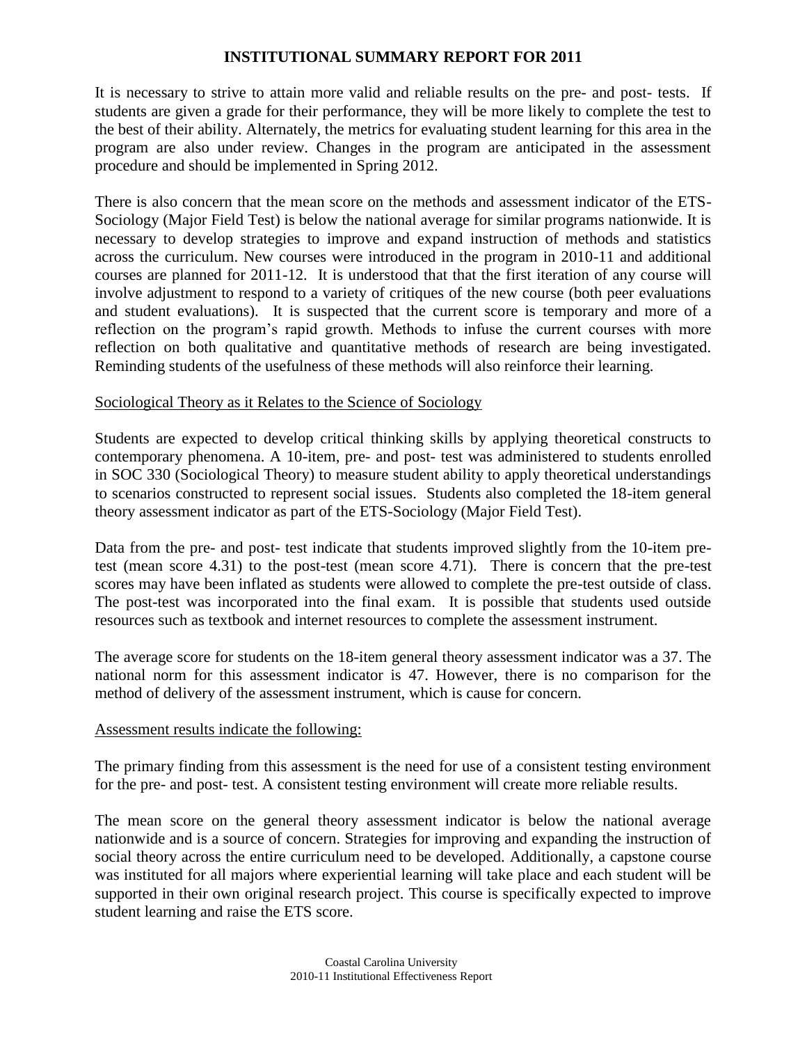# INSTITUTIONAL SUMMARY REPORT FOR 2011

It is necessary to strive to attain more valid and reliable results on the pre- and post- tests. If students are given a grade for their performance, they will be more likely to complete the test to the best of their ability. Alternately, the metrics for evaluating student learning for this area in the program are also under review. Changes in the program are anticipated in the assessment procedure and should be implemented in Spring 2012.

There is also concern that the mean score on the methods and assessment indicator of the ETS-Sociology (Major Field Test) is below the national average for similar programs nationwide. It is necessary to develop strategies to improve and expand instruction of methods and statistics across the curriculum. New courses were introduced in the program in 2010-11 and additional courses are planned for 2011-12. It is understood that that the first iteration of any course will involve adjustment to respond to a variety of critiques of the new course (both peer evaluations and student evaluations). It is suspected that the current score is temporary and more of a reflection on the program's rapid growth. Methods to infuse the current courses with more reflection on both qualitative and quantitative methods of research are being investigated. Reminding students of the usefulness of these methods will also reinforce their learning.

Sociological Theory as it Relates to the Science of Sociology

Students are expected to develop critical thinking skills by applying theoretical constructs to contemporary phenomena. A 10-item, pre- and post- test was administered to students enrolled in SOC 330 (Sociological Theory) to measure student ability to apply theoretical understandings to scenarios constructed to represent social issues. Students also completed the 18-item general theory assessment indicator as part of the ETS-Sociology (Major Field Test).

Data from the pre- and post- test indicate that students improved slightly from the 10-item pre-test (mean score 4.31) to the post-test (mean score 4.71). There is concern that the pre-test scores may have been inflated as students were allowed to complete the pre-test outside of class. The post-test was incorporated into the final exam. It is possible that students used outside resources such as textbook and internet resources to complete the assessment instrument.

The average score for students on the 18-item general theory assessment indicator was a 37. The national norm for this assessment indicator is 47. However, there is no comparison for the method of delivery of the assessment instrument, which is cause for concern.

Assessment results indicate the following:

The primary finding from this assessment is the need for use of a consistent testing environment for the pre- and post- test. A consistent testing environment will create more reliable results.

The mean score on the general theory assessment indicator is below the national average nationwide and is a source of concern. Strategies for improving and expanding the instruction of social theory across the entire curriculum need to be developed. Additionally, a capstone course was instituted for all majors where experiential learning will take place and each student will be supported in their own original research project. This course is specifically expected to improve student learning and raise the ETS score.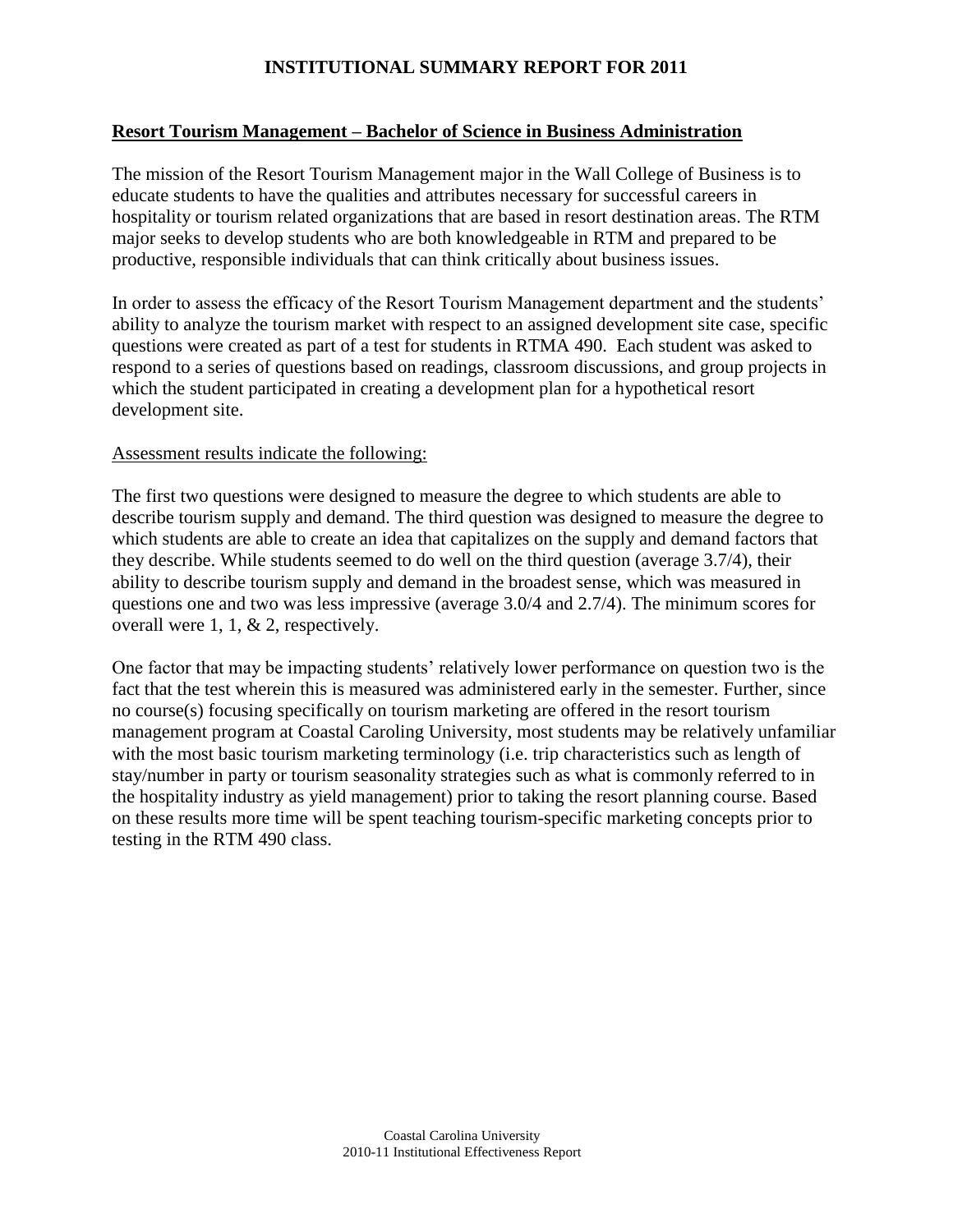# INSTITUTIONAL SUMMARY REPORT FOR 2011

## Resort Tourism Management – Bachelor of Science in Business Administration

The mission of the Resort Tourism Management major in the Wall College of Business is to educate students to have the qualities and attributes necessary for successful careers in hospitality or tourism related organizations that are based in resort destination areas. The RTM major seeks to develop students who are both knowledgeable in RTM and prepared to be productive, responsible individuals that can think critically about business issues.

In order to assess the efficacy of the Resort Tourism Management department and the students' ability to analyze the tourism market with respect to an assigned development site case, specific questions were created as part of a test for students in RTMA 490. Each student was asked to respond to a series of questions based on readings, classroom discussions, and group projects in which the student participated in creating a development plan for a hypothetical resort development site.

Assessment results indicate the following:

The first two questions were designed to measure the degree to which students are able to describe tourism supply and demand. The third question was designed to measure the degree to which students are able to create an idea that capitalizes on the supply and demand factors that they describe. While students seemed to do well on the third question (average 3.7/4), their ability to describe tourism supply and demand in the broadest sense, which was measured in questions one and two was less impressive (average 3.0/4 and 2.7/4). The minimum scores for overall were 1, 1, & 2, respectively.

One factor that may be impacting students' relatively lower performance on question two is the fact that the test wherein this is measured was administered early in the semester. Further, since no course(s) focusing specifically on tourism marketing are offered in the resort tourism management program at Coastal Caroling University, most students may be relatively unfamiliar with the most basic tourism marketing terminology (i.e. trip characteristics such as length of stay/number in party or tourism seasonality strategies such as what is commonly referred to in the hospitality industry as yield management) prior to taking the resort planning course. Based on these results more time will be spent teaching tourism-specific marketing concepts prior to testing in the RTM 490 class.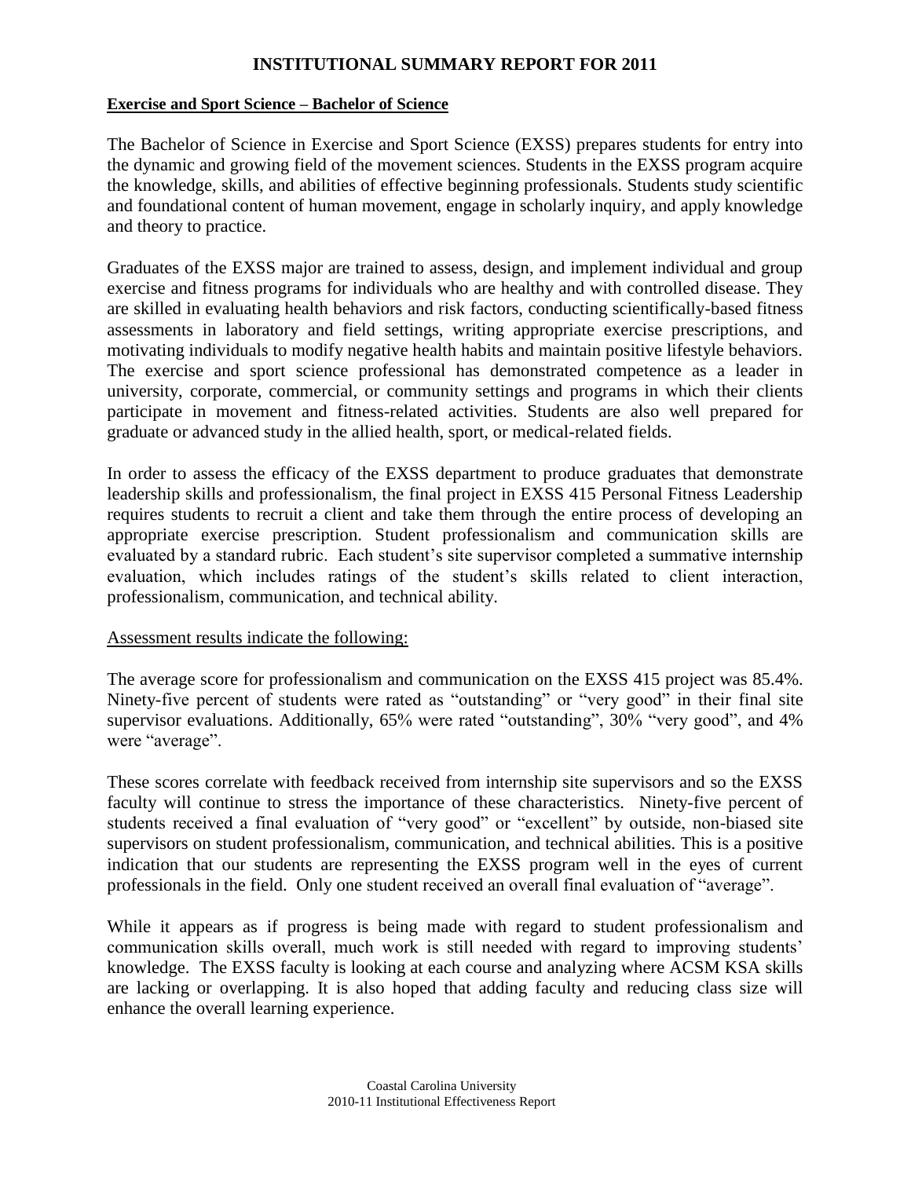# INSTITUTIONAL SUMMARY REPORT FOR 2011

**Exercise and Sport Science – Bachelor of Science**

The Bachelor of Science in Exercise and Sport Science (EXSS) prepares students for entry into the dynamic and growing field of the movement sciences. Students in the EXSS program acquire the knowledge, skills, and abilities of effective beginning professionals. Students study scientific and foundational content of human movement, engage in scholarly inquiry, and apply knowledge and theory to practice.

Graduates of the EXSS major are trained to assess, design, and implement individual and group exercise and fitness programs for individuals who are healthy and with controlled disease. They are skilled in evaluating health behaviors and risk factors, conducting scientifically-based fitness assessments in laboratory and field settings, writing appropriate exercise prescriptions, and motivating individuals to modify negative health habits and maintain positive lifestyle behaviors. The exercise and sport science professional has demonstrated competence as a leader in university, corporate, commercial, or community settings and programs in which their clients participate in movement and fitness-related activities. Students are also well prepared for graduate or advanced study in the allied health, sport, or medical-related fields.

In order to assess the efficacy of the EXSS department to produce graduates that demonstrate leadership skills and professionalism, the final project in EXSS 415 Personal Fitness Leadership requires students to recruit a client and take them through the entire process of developing an appropriate exercise prescription. Student professionalism and communication skills are evaluated by a standard rubric. Each student's site supervisor completed a summative internship evaluation, which includes ratings of the student's skills related to client interaction, professionalism, communication, and technical ability.

Assessment results indicate the following:

The average score for professionalism and communication on the EXSS 415 project was 85.4%. Ninety-five percent of students were rated as "outstanding" or "very good" in their final site supervisor evaluations. Additionally, 65% were rated "outstanding", 30% "very good", and 4% were "average".

These scores correlate with feedback received from internship site supervisors and so the EXSS faculty will continue to stress the importance of these characteristics. Ninety-five percent of students received a final evaluation of "very good" or "excellent" by outside, non-biased site supervisors on student professionalism, communication, and technical abilities. This is a positive indication that our students are representing the EXSS program well in the eyes of current professionals in the field. Only one student received an overall final evaluation of "average".

While it appears as if progress is being made with regard to student professionalism and communication skills overall, much work is still needed with regard to improving students' knowledge. The EXSS faculty is looking at each course and analyzing where ACSM KSA skills are lacking or overlapping. It is also hoped that adding faculty and reducing class size will enhance the overall learning experience.